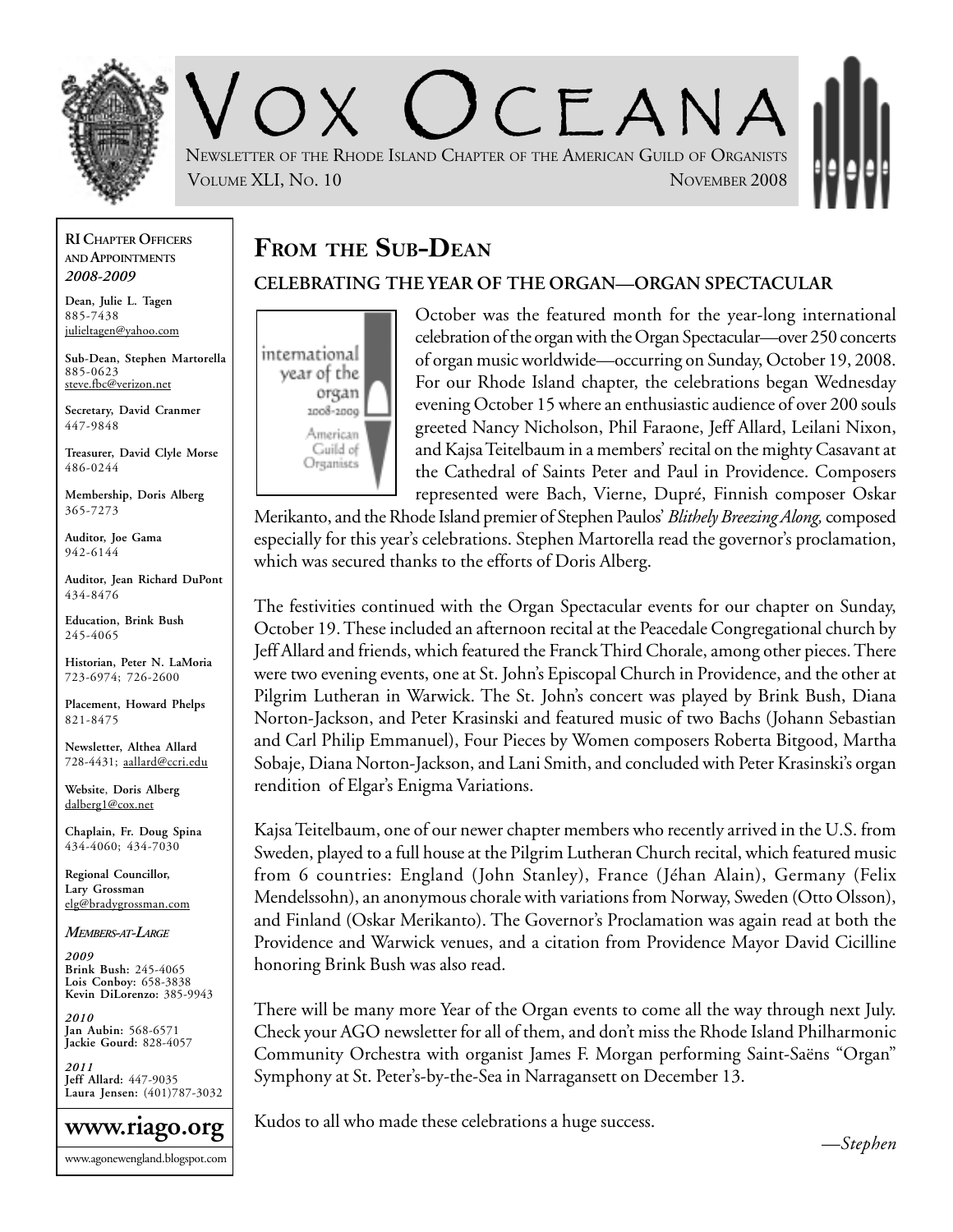# Vox Oceana

Newsletter of the Rhode Island Chapter of the American Guild of Organists

Volume XLI, No. 10 — November 2008

**RI Chapter Officers and Appointments**
***2008-2009***

**Dean, Julie L. Tagen**
885-7438
julieltagen@yahoo.com

**Sub-Dean, Stephen Martorella**
885-0623
steve.fbc@verizon.net

**Secretary, David Cranmer**
447-9848

**Treasurer, David Clyle Morse**
486-0244

**Membership, Doris Alberg**
365-7273

**Auditor, Joe Gama**
942-6144

**Auditor, Jean Richard DuPont**
434-8476

**Education, Brink Bush**
245-4065

**Historian, Peter N. LaMoria**
723-6974; 726-2600

**Placement, Howard Phelps**
821-8475

**Newsletter, Althea Allard**
728-4431; aallard@ccri.edu

**Website, Doris Alberg**
dalberg1@cox.net

**Chaplain, Fr. Doug Spina**
434-4060; 434-7030

**Regional Councillor, Lary Grossman**
elg@bradygrossman.com

***Members-at-Large***

***2009***
**Brink Bush:** 245-4065
**Lois Conboy:** 658-3838
**Kevin DiLorenzo:** 385-9943

***2010***
**Jan Aubin:** 568-6571
**Jackie Gourd:** 828-4057

***2011***
**Jeff Allard:** 447-9035
**Laura Jensen:** (401)787-3032

**www.riago.org**

www.agonewengland.blogspot.com

## From the Sub-Dean

### Celebrating the Year of the Organ—Organ Spectacular

October was the featured month for the year-long international celebration of the organ with the Organ Spectacular—over 250 concerts of organ music worldwide—occurring on Sunday, October 19, 2008. For our Rhode Island chapter, the celebrations began Wednesday evening October 15 where an enthusiastic audience of over 200 souls greeted Nancy Nicholson, Phil Faraone, Jeff Allard, Leilani Nixon, and Kajsa Teitelbaum in a members' recital on the mighty Casavant at the Cathedral of Saints Peter and Paul in Providence. Composers represented were Bach, Vierne, Dupré, Finnish composer Oskar Merikanto, and the Rhode Island premier of Stephen Paulos' *Blithely Breezing Along,* composed especially for this year's celebrations. Stephen Martorella read the governor's proclamation, which was secured thanks to the efforts of Doris Alberg.

The festivities continued with the Organ Spectacular events for our chapter on Sunday, October 19. These included an afternoon recital at the Peacedale Congregational church by Jeff Allard and friends, which featured the Franck Third Chorale, among other pieces. There were two evening events, one at St. John's Episcopal Church in Providence, and the other at Pilgrim Lutheran in Warwick. The St. John's concert was played by Brink Bush, Diana Norton-Jackson, and Peter Krasinski and featured music of two Bachs (Johann Sebastian and Carl Philip Emmanuel), Four Pieces by Women composers Roberta Bitgood, Martha Sobaje, Diana Norton-Jackson, and Lani Smith, and concluded with Peter Krasinski's organ rendition of Elgar's Enigma Variations.

Kajsa Teitelbaum, one of our newer chapter members who recently arrived in the U.S. from Sweden, played to a full house at the Pilgrim Lutheran Church recital, which featured music from 6 countries: England (John Stanley), France (Jéhan Alain), Germany (Felix Mendelssohn), an anonymous chorale with variations from Norway, Sweden (Otto Olsson), and Finland (Oskar Merikanto). The Governor's Proclamation was again read at both the Providence and Warwick venues, and a citation from Providence Mayor David Cicilline honoring Brink Bush was also read.

There will be many more Year of the Organ events to come all the way through next July. Check your AGO newsletter for all of them, and don't miss the Rhode Island Philharmonic Community Orchestra with organist James F. Morgan performing Saint-Saëns "Organ" Symphony at St. Peter's-by-the-Sea in Narragansett on December 13.

Kudos to all who made these celebrations a huge success.

*—Stephen*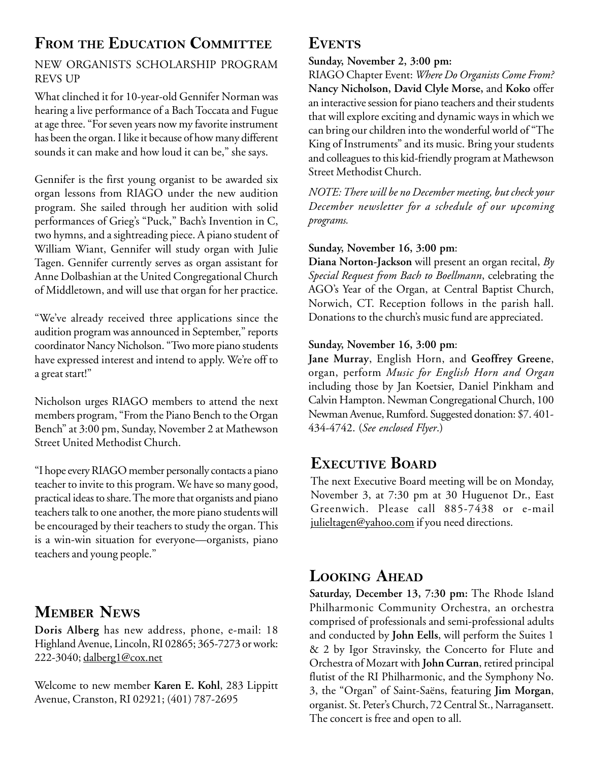## From the Education Committee

### NEW ORGANISTS SCHOLARSHIP PROGRAM REVS UP

What clinched it for 10-year-old Gennifer Norman was hearing a live performance of a Bach Toccata and Fugue at age three. "For seven years now my favorite instrument has been the organ. I like it because of how many different sounds it can make and how loud it can be," she says.

Gennifer is the first young organist to be awarded six organ lessons from RIAGO under the new audition program. She sailed through her audition with solid performances of Grieg's "Puck," Bach's Invention in C, two hymns, and a sightreading piece. A piano student of William Wiant, Gennifer will study organ with Julie Tagen. Gennifer currently serves as organ assistant for Anne Dolbashian at the United Congregational Church of Middletown, and will use that organ for her practice.

"We've already received three applications since the audition program was announced in September," reports coordinator Nancy Nicholson. "Two more piano students have expressed interest and intend to apply. We're off to a great start!"

Nicholson urges RIAGO members to attend the next members program, "From the Piano Bench to the Organ Bench" at 3:00 pm, Sunday, November 2 at Mathewson Street United Methodist Church.

"I hope every RIAGO member personally contacts a piano teacher to invite to this program. We have so many good, practical ideas to share. The more that organists and piano teachers talk to one another, the more piano students will be encouraged by their teachers to study the organ. This is a win-win situation for everyone—organists, piano teachers and young people."

## Member News

**Doris Alberg** has new address, phone, e-mail: 18 Highland Avenue, Lincoln, RI 02865; 365-7273 or work: 222-3040; dalberg1@cox.net

Welcome to new member **Karen E. Kohl**, 283 Lippitt Avenue, Cranston, RI 02921; (401) 787-2695

## Events

**Sunday, November 2, 3:00 pm:**
RIAGO Chapter Event: *Where Do Organists Come From?* **Nancy Nicholson, David Clyle Morse,** and **Koko** offer an interactive session for piano teachers and their students that will explore exciting and dynamic ways in which we can bring our children into the wonderful world of "The King of Instruments" and its music. Bring your students and colleagues to this kid-friendly program at Mathewson Street Methodist Church.

*NOTE: There will be no December meeting, but check your December newsletter for a schedule of our upcoming programs.*

**Sunday, November 16, 3:00 pm**:
**Diana Norton-Jackson** will present an organ recital, *By Special Request from Bach to Boellmann*, celebrating the AGO's Year of the Organ, at Central Baptist Church, Norwich, CT. Reception follows in the parish hall. Donations to the church's music fund are appreciated.

**Sunday, November 16, 3:00 pm**:
**Jane Murray**, English Horn, and **Geoffrey Greene**, organ, perform *Music for English Horn and Organ* including those by Jan Koetsier, Daniel Pinkham and Calvin Hampton. Newman Congregational Church, 100 Newman Avenue, Rumford. Suggested donation: $7. 401-434-4742. (*See enclosed Flyer*.)

## Executive Board

The next Executive Board meeting will be on Monday, November 3, at 7:30 pm at 30 Huguenot Dr., East Greenwich. Please call 885-7438 or e-mail julieltagen@yahoo.com if you need directions.

## Looking Ahead

**Saturday, December 13, 7:30 pm:** The Rhode Island Philharmonic Community Orchestra, an orchestra comprised of professionals and semi-professional adults and conducted by **John Eells**, will perform the Suites 1 & 2 by Igor Stravinsky, the Concerto for Flute and Orchestra of Mozart with **John Curran**, retired principal flutist of the RI Philharmonic, and the Symphony No. 3, the "Organ" of Saint-Saëns, featuring **Jim Morgan**, organist. St. Peter's Church, 72 Central St., Narragansett. The concert is free and open to all.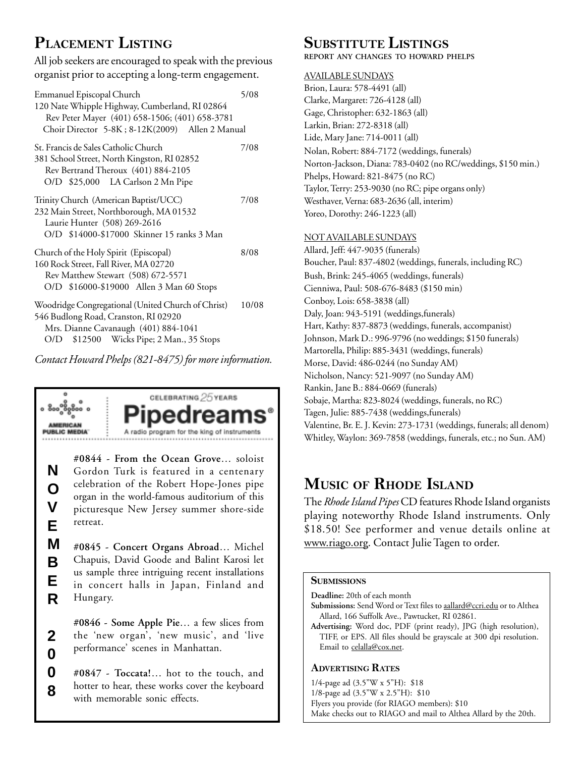## Placement Listing

All job seekers are encouraged to speak with the previous organist prior to accepting a long-term engagement.

Emmanuel Episcopal Church — 5/08
120 Nate Whipple Highway, Cumberland, RI 02864
Rev Peter Mayer (401) 658-1506; (401) 658-3781
Choir Director 5-8K ; 8-12K(2009) Allen 2 Manual

St. Francis de Sales Catholic Church — 7/08
381 School Street, North Kingston, RI 02852
Rev Bertrand Theroux (401) 884-2105
O/D $25,000 LA Carlson 2 Mn Pipe

Trinity Church (American Baptist/UCC) — 7/08
232 Main Street, Northborough, MA 01532
Laurie Hunter (508) 269-2616
O/D $14000-$17000 Skinner 15 ranks 3 Man

Church of the Holy Spirit (Episcopal) — 8/08
160 Rock Street, Fall River, MA 02720
Rev Matthew Stewart (508) 672-5571
O/D $16000-$19000 Allen 3 Man 60 Stops

Woodridge Congregational (United Church of Christ) — 10/08
546 Budlong Road, Cranston, RI 02920
Mrs. Dianne Cavanaugh (401) 884-1041
O/D $12500 Wicks Pipe; 2 Man., 35 Stops

*Contact Howard Phelps (821-8475) for more information.*

AMERICAN PUBLIC MEDIA — CELEBRATING 25 YEARS

**Pipedreams®**
A radio program for the king of instruments

**NOVEMBER 2008**

**#0844 - From the Ocean Grove**... soloist Gordon Turk is featured in a centenary celebration of the Robert Hope-Jones pipe organ in the world-famous auditorium of this picturesque New Jersey summer shore-side retreat.

**#0845 - Concert Organs Abroad**... Michel Chapuis, David Goode and Balint Karosi let us sample three intriguing recent installations in concert halls in Japan, Finland and Hungary.

**#0846 - Some Apple Pie**... a few slices from the 'new organ', 'new music', and 'live performance' scenes in Manhattan.

**#0847 - Toccata!**... hot to the touch, and hotter to hear, these works cover the keyboard with memorable sonic effects.

## Substitute Listings

REPORT ANY CHANGES TO HOWARD PHELPS

AVAILABLE SUNDAYS

Brion, Laura: 578-4491 (all)
Clarke, Margaret: 726-4128 (all)
Gage, Christopher: 632-1863 (all)
Larkin, Brian: 272-8318 (all)
Lide, Mary Jane: 714-0011 (all)
Nolan, Robert: 884-7172 (weddings, funerals)
Norton-Jackson, Diana: 783-0402 (no RC/weddings, $150 min.)
Phelps, Howard: 821-8475 (no RC)
Taylor, Terry: 253-9030 (no RC; pipe organs only)
Westhaver, Verna: 683-2636 (all, interim)
Yoreo, Dorothy: 246-1223 (all)

NOT AVAILABLE SUNDAYS

Allard, Jeff: 447-9035 (funerals)
Boucher, Paul: 837-4802 (weddings, funerals, including RC)
Bush, Brink: 245-4065 (weddings, funerals)
Cienniwa, Paul: 508-676-8483 ($150 min)
Conboy, Lois: 658-3838 (all)
Daly, Joan: 943-5191 (weddings,funerals)
Hart, Kathy: 837-8873 (weddings, funerals, accompanist)
Johnson, Mark D.: 996-9796 (no weddings; $150 funerals)
Martorella, Philip: 885-3431 (weddings, funerals)
Morse, David: 486-0244 (no Sunday AM)
Nicholson, Nancy: 521-9097 (no Sunday AM)
Rankin, Jane B.: 884-0669 (funerals)
Sobaje, Martha: 823-8024 (weddings, funerals, no RC)
Tagen, Julie: 885-7438 (weddings,funerals)
Valentine, Br. E. J. Kevin: 273-1731 (weddings, funerals; all denom)
Whitley, Waylon: 369-7858 (weddings, funerals, etc.; no Sun. AM)

## Music of Rhode Island

The *Rhode Island Pipes* CD features Rhode Island organists playing noteworthy Rhode Island instruments. Only $18.50! See performer and venue details online at www.riago.org. Contact Julie Tagen to order.

### Submissions

**Deadline:** 20th of each month
**Submissions:** Send Word or Text files to aallard@ccri.edu or to Althea Allard, 166 Suffolk Ave., Pawtucket, RI 02861.
**Advertising:** Word doc, PDF (print ready), JPG (high resolution), TIFF, or EPS. All files should be grayscale at 300 dpi resolution. Email to celalla@cox.net.

### Advertising Rates

1/4-page ad (3.5"W x 5"H): $18
1/8-page ad (3.5"W x 2.5"H): $10
Flyers you provide (for RIAGO members): $10
Make checks out to RIAGO and mail to Althea Allard by the 20th.